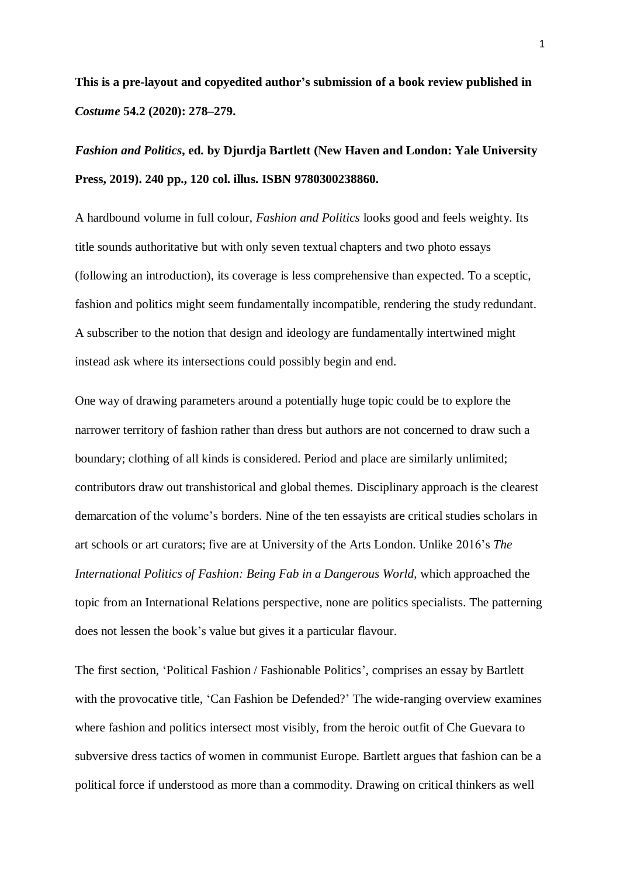**This is a pre-layout and copyedited author's submission of a book review published in *Costume* 54.2 (2020): 278–279.**

***Fashion and Politics*, ed. by Djurdja Bartlett (New Haven and London: Yale University Press, 2019). 240 pp., 120 col. illus. ISBN 9780300238860.**

A hardbound volume in full colour, *Fashion and Politics* looks good and feels weighty. Its title sounds authoritative but with only seven textual chapters and two photo essays (following an introduction), its coverage is less comprehensive than expected. To a sceptic, fashion and politics might seem fundamentally incompatible, rendering the study redundant. A subscriber to the notion that design and ideology are fundamentally intertwined might instead ask where its intersections could possibly begin and end.

One way of drawing parameters around a potentially huge topic could be to explore the narrower territory of fashion rather than dress but authors are not concerned to draw such a boundary; clothing of all kinds is considered. Period and place are similarly unlimited; contributors draw out transhistorical and global themes. Disciplinary approach is the clearest demarcation of the volume's borders. Nine of the ten essayists are critical studies scholars in art schools or art curators; five are at University of the Arts London. Unlike 2016's *The International Politics of Fashion: Being Fab in a Dangerous World*, which approached the topic from an International Relations perspective, none are politics specialists. The patterning does not lessen the book's value but gives it a particular flavour.

The first section, 'Political Fashion / Fashionable Politics', comprises an essay by Bartlett with the provocative title, 'Can Fashion be Defended?' The wide-ranging overview examines where fashion and politics intersect most visibly, from the heroic outfit of Che Guevara to subversive dress tactics of women in communist Europe. Bartlett argues that fashion can be a political force if understood as more than a commodity. Drawing on critical thinkers as well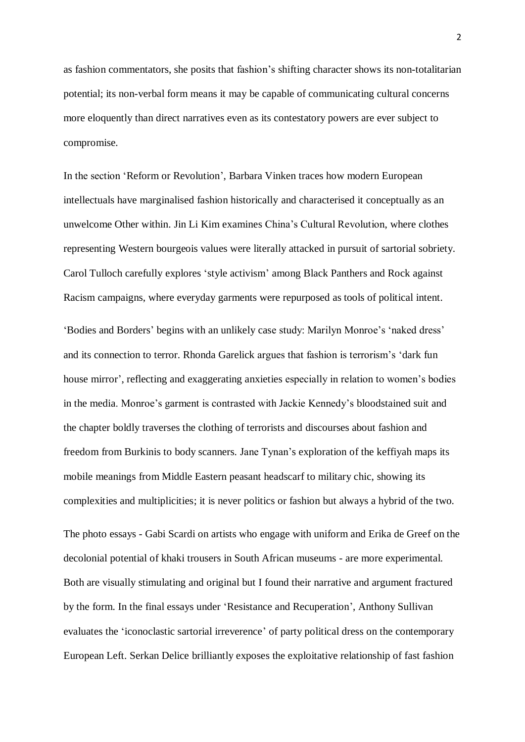as fashion commentators, she posits that fashion's shifting character shows its non-totalitarian potential; its non-verbal form means it may be capable of communicating cultural concerns more eloquently than direct narratives even as its contestatory powers are ever subject to compromise.

In the section 'Reform or Revolution', Barbara Vinken traces how modern European intellectuals have marginalised fashion historically and characterised it conceptually as an unwelcome Other within. Jin Li Kim examines China's Cultural Revolution, where clothes representing Western bourgeois values were literally attacked in pursuit of sartorial sobriety. Carol Tulloch carefully explores 'style activism' among Black Panthers and Rock against Racism campaigns, where everyday garments were repurposed as tools of political intent.

'Bodies and Borders' begins with an unlikely case study: Marilyn Monroe's 'naked dress' and its connection to terror. Rhonda Garelick argues that fashion is terrorism's 'dark fun house mirror', reflecting and exaggerating anxieties especially in relation to women's bodies in the media. Monroe's garment is contrasted with Jackie Kennedy's bloodstained suit and the chapter boldly traverses the clothing of terrorists and discourses about fashion and freedom from Burkinis to body scanners. Jane Tynan's exploration of the keffiyah maps its mobile meanings from Middle Eastern peasant headscarf to military chic, showing its complexities and multiplicities; it is never politics or fashion but always a hybrid of the two.

The photo essays - Gabi Scardi on artists who engage with uniform and Erika de Greef on the decolonial potential of khaki trousers in South African museums - are more experimental. Both are visually stimulating and original but I found their narrative and argument fractured by the form. In the final essays under 'Resistance and Recuperation', Anthony Sullivan evaluates the 'iconoclastic sartorial irreverence' of party political dress on the contemporary European Left. Serkan Delice brilliantly exposes the exploitative relationship of fast fashion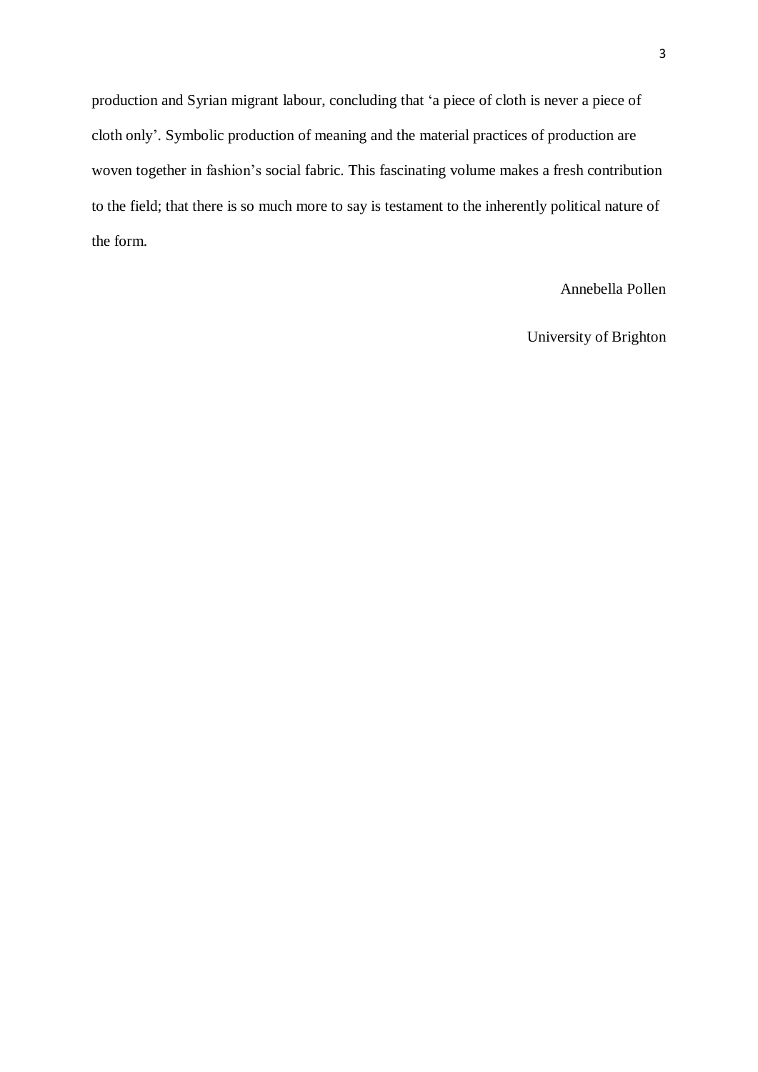production and Syrian migrant labour, concluding that 'a piece of cloth is never a piece of cloth only'. Symbolic production of meaning and the material practices of production are woven together in fashion's social fabric. This fascinating volume makes a fresh contribution to the field; that there is so much more to say is testament to the inherently political nature of the form.

Annebella Pollen

University of Brighton